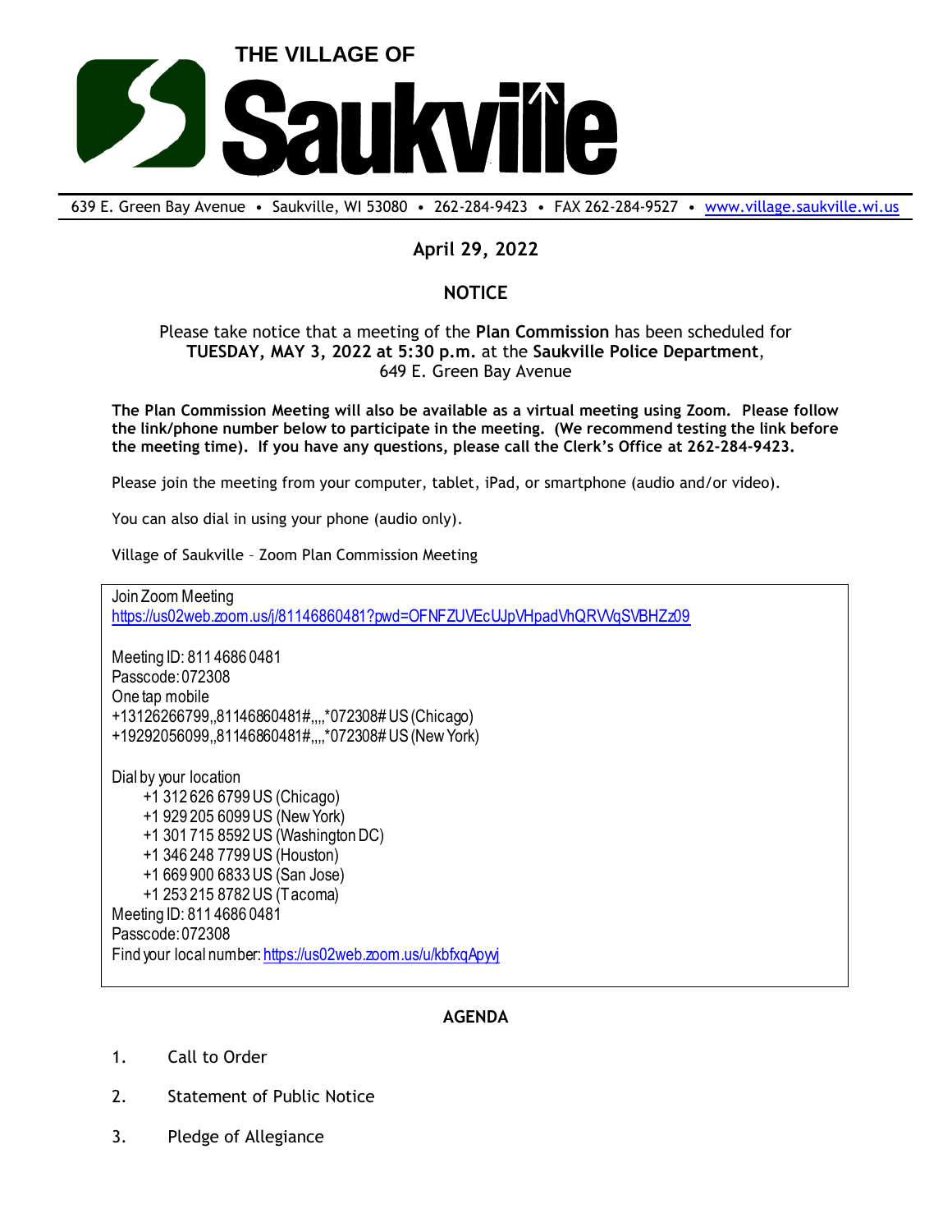# THE VILLAGE OF Saukville

639 E. Green Bay Avenue • Saukville, WI 53080 • 262-284-9423 • FAX 262-284-9527 • [www.village.saukville.wi.us](http://www.village.saukville.wi.us)

**April 29, 2022**

## NOTICE

Please take notice that a meeting of the **Plan Commission** has been scheduled for **TUESDAY, MAY 3, 2022 at 5:30 p.m.** at the **Saukville Police Department**, 649 E. Green Bay Avenue

**The Plan Commission Meeting will also be available as a virtual meeting using Zoom. Please follow the link/phone number below to participate in the meeting. (We recommend testing the link before the meeting time). If you have any questions, please call the Clerk's Office at 262-284-9423.**

Please join the meeting from your computer, tablet, iPad, or smartphone (audio and/or video).

You can also dial in using your phone (audio only).

Village of Saukville – Zoom Plan Commission Meeting

Join Zoom Meeting
https://us02web.zoom.us/j/81146860481?pwd=OFNFZUVEcUJpVHpadVhQRVVqSVBHZz09

Meeting ID: 811 4686 0481
Passcode: 072308
One tap mobile
+13126266799,,81146860481#,,,,*072308# US (Chicago)
+19292056099,,81146860481#,,,,*072308# US (New York)

Dial by your location
- +1 312 626 6799 US (Chicago)
- +1 929 205 6099 US (New York)
- +1 301 715 8592 US (Washington DC)
- +1 346 248 7799 US (Houston)
- +1 669 900 6833 US (San Jose)
- +1 253 215 8782 US (Tacoma)

Meeting ID: 811 4686 0481
Passcode: 072308
Find your local number: https://us02web.zoom.us/u/kbfxqApyvj

## AGENDA

1. Call to Order
2. Statement of Public Notice
3. Pledge of Allegiance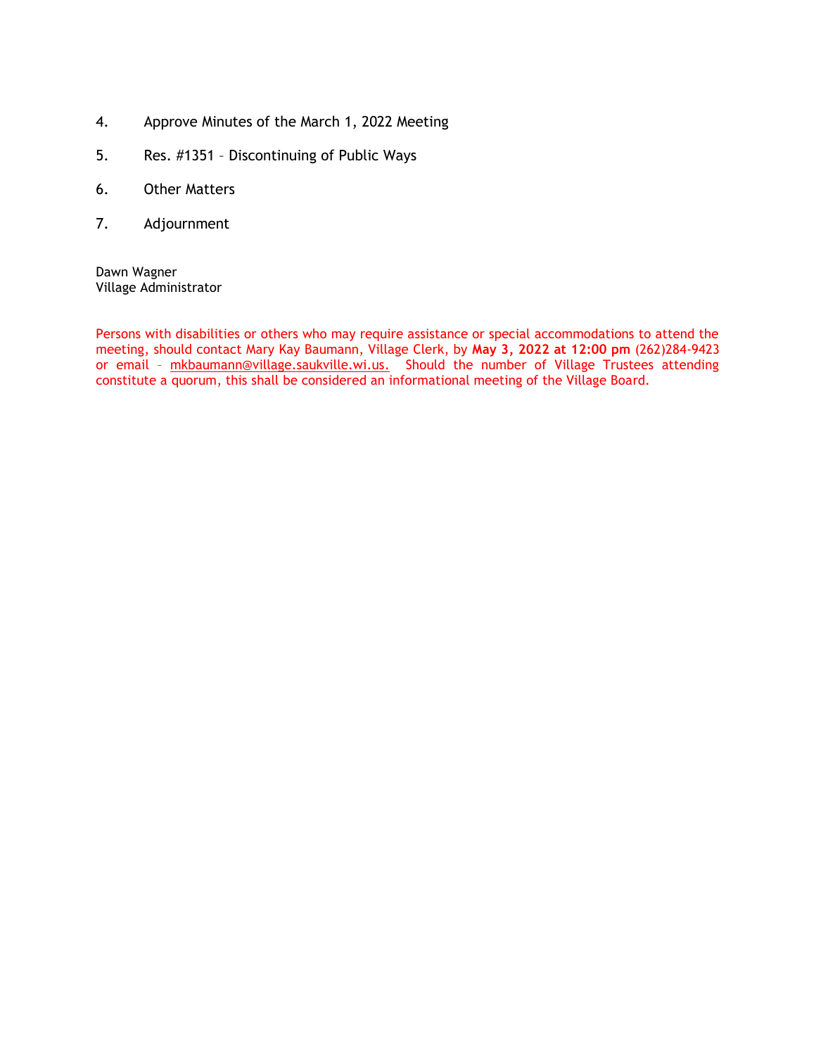4. Approve Minutes of the March 1, 2022 Meeting

5. Res. #1351 – Discontinuing of Public Ways

6. Other Matters

7. Adjournment

Dawn Wagner
Village Administrator

Persons with disabilities or others who may require assistance or special accommodations to attend the meeting, should contact Mary Kay Baumann, Village Clerk, by **May 3, 2022 at 12:00 pm** (262)284-9423 or email – mkbaumann@village.saukville.wi.us. Should the number of Village Trustees attending constitute a quorum, this shall be considered an informational meeting of the Village Board.